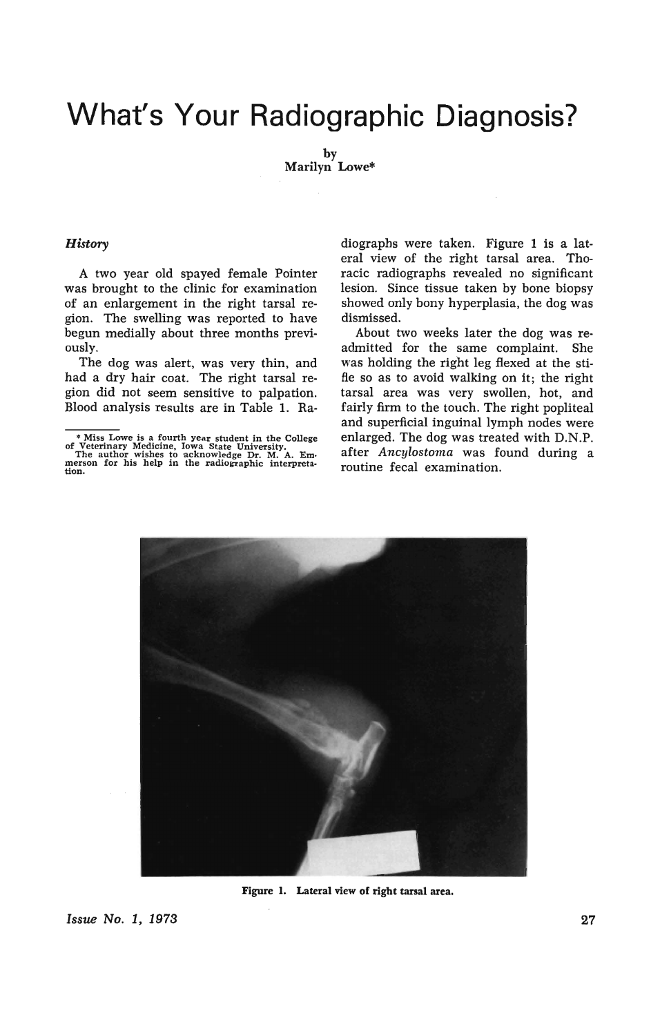# What's Your Radiographic Diagnosis?

by
Marilyn Lowe*

### *History*

A two year old spayed female Pointer was brought to the clinic for examination of an enlargement in the right tarsal region. The swelling was reported to have begun medially about three months previously.

The dog was alert, was very thin, and had a dry hair coat. The right tarsal region did not seem sensitive to palpation. Blood analysis results are in Table 1. Radiographs were taken. Figure 1 is a lateral view of the right tarsal area. Thoracic radiographs revealed no significant lesion. Since tissue taken by bone biopsy showed only bony hyperplasia, the dog was dismissed.

About two weeks later the dog was readmitted for the same complaint. She was holding the right leg flexed at the stifle so as to avoid walking on it; the right tarsal area was very swollen, hot, and fairly firm to the touch. The right popliteal and superficial inguinal lymph nodes were enlarged. The dog was treated with D.N.P. after *Ancylostoma* was found during a routine fecal examination.

\* Miss Lowe is a fourth year student in the College of Veterinary Medicine, Iowa State University.
The author wishes to acknowledge Dr. M. A. Emmerson for his help in the radiographic interpretation.

Figure 1. Lateral view of right tarsal area.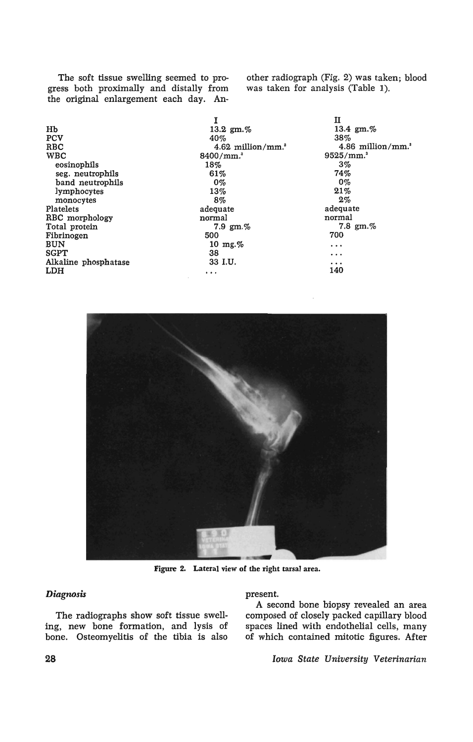The soft tissue swelling seemed to progress both proximally and distally from the original enlargement each day. Another radiograph (Fig. 2) was taken; blood was taken for analysis (Table 1).

| | I | II |
|---|---|---|
| Hb | 13.2 gm.% | 13.4 gm.% |
| PCV | 40% | 38% |
| RBC | 4.62 million/mm.$^3$ | 4.86 million/mm.$^3$ |
| WBC | 8400/mm.$^3$ | 9525/mm.$^3$ |
| eosinophils | 18% | 3% |
| seg. neutrophils | 61% | 74% |
| band neutrophils | 0% | 0% |
| lymphocytes | 13% | 21% |
| monocytes | 8% | 2% |
| Platelets | adequate | adequate |
| RBC morphology | normal | normal |
| Total protein | 7.9 gm.% | 7.8 gm.% |
| Fibrinogen | 500 | 700 |
| BUN | 10 mg.% | ... |
| SGPT | 38 | ... |
| Alkaline phosphatase | 33 I.U. | ... |
| LDH | ... | 140 |

Figure 2. Lateral view of the right tarsal area.

### *Diagnosis*

The radiographs show soft tissue swelling, new bone formation, and lysis of bone. Osteomyelitis of the tibia is also present.

A second bone biopsy revealed an area composed of closely packed capillary blood spaces lined with endothelial cells, many of which contained mitotic figures. After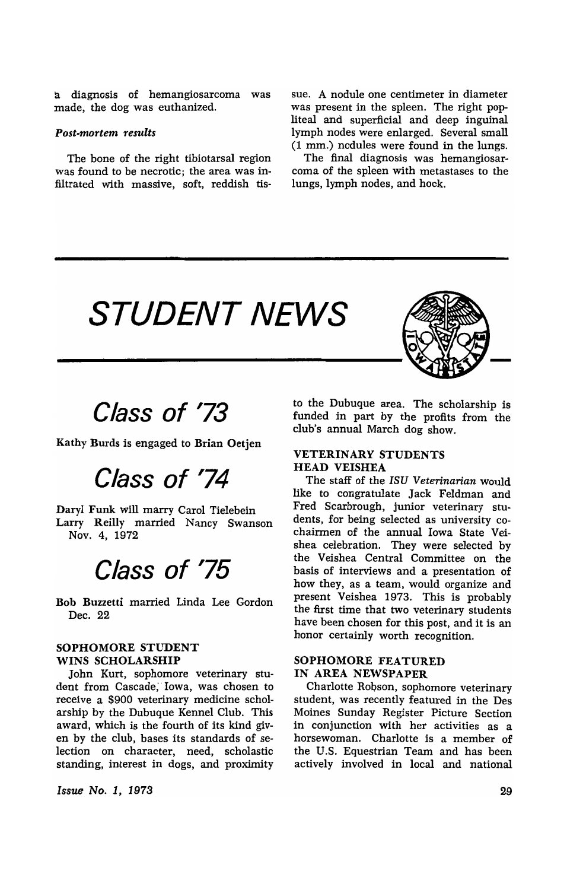a diagnosis of hemangiosarcoma was made, the dog was euthanized.

*Post-mortem results*

The bone of the right tibiotarsal region was found to be necrotic; the area was infiltrated with massive, soft, reddish tissue. A nodule one centimeter in diameter was present in the spleen. The right popliteal and superficial and deep inguinal lymph nodes were enlarged. Several small (1 mm.) nodules were found in the lungs.

The final diagnosis was hemangiosarcoma of the spleen with metastases to the lungs, lymph nodes, and hock.

# STUDENT NEWS

## Class of '73

Kathy Burds is engaged to Brian Oetjen

## Class of '74

Daryl Funk will marry Carol Tielebein

Larry Reilly married Nancy Swanson Nov. 4, 1972

## Class of '75

Bob Buzzetti married Linda Lee Gordon Dec. 22

### SOPHOMORE STUDENT WINS SCHOLARSHIP

John Kurt, sophomore veterinary student from Cascade, Iowa, was chosen to receive a $900 veterinary medicine scholarship by the Dubuque Kennel Club. This award, which is the fourth of its kind given by the club, bases its standards of selection on character, need, scholastic standing, interest in dogs, and proximity to the Dubuque area. The scholarship is funded in part by the profits from the club's annual March dog show.

### VETERINARY STUDENTS HEAD VEISHEA

The staff of the *ISU Veterinarian* would like to congratulate Jack Feldman and Fred Scarbrough, junior veterinary students, for being selected as university co-chairmen of the annual Iowa State Veishea celebration. They were selected by the Veishea Central Committee on the basis of interviews and a presentation of how they, as a team, would organize and present Veishea 1973. This is probably the first time that two veterinary students have been chosen for this post, and it is an honor certainly worth recognition.

### SOPHOMORE FEATURED IN AREA NEWSPAPER

Charlotte Robson, sophomore veterinary student, was recently featured in the Des Moines Sunday Register Picture Section in conjunction with her activities as a horsewoman. Charlotte is a member of the U.S. Equestrian Team and has been actively involved in local and national